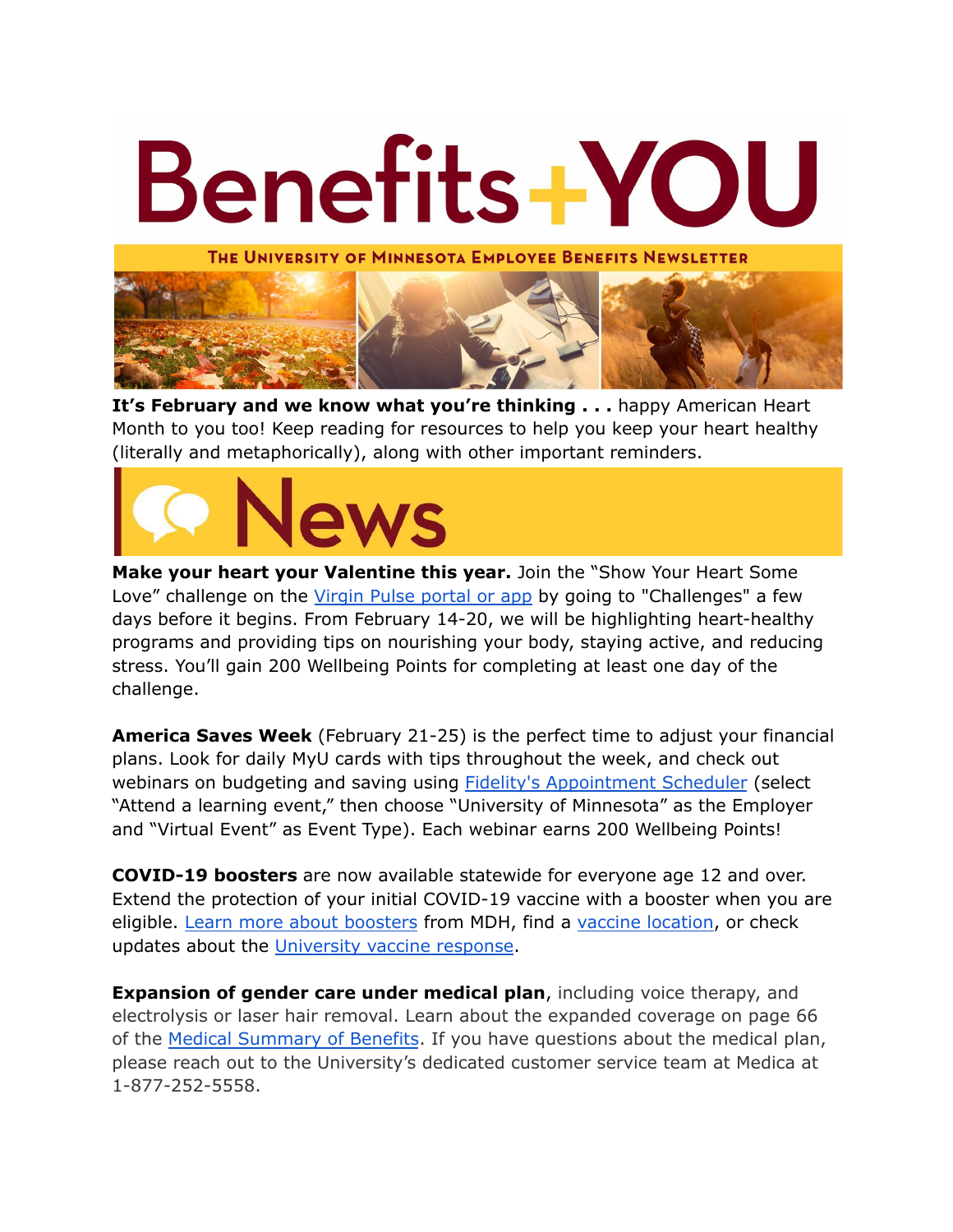# Benefits+YOU

THE UNIVERSITY OF MINNESOTA EMPLOYEE BENEFITS NEWSLETTER

**It's February and we know what you're thinking . . .** happy American Heart Month to you too! Keep reading for resources to help you keep your heart healthy (literally and metaphorically), along with other important reminders.

## News

**Make your heart your Valentine this year.** Join the "Show Your Heart Some Love" challenge on the Virgin Pulse portal or app by going to "Challenges" a few days before it begins. From February 14-20, we will be highlighting heart-healthy programs and providing tips on nourishing your body, staying active, and reducing stress. You'll gain 200 Wellbeing Points for completing at least one day of the challenge.

**America Saves Week** (February 21-25) is the perfect time to adjust your financial plans. Look for daily MyU cards with tips throughout the week, and check out webinars on budgeting and saving using Fidelity's Appointment Scheduler (select "Attend a learning event," then choose "University of Minnesota" as the Employer and "Virtual Event" as Event Type). Each webinar earns 200 Wellbeing Points!

**COVID-19 boosters** are now available statewide for everyone age 12 and over. Extend the protection of your initial COVID-19 vaccine with a booster when you are eligible. Learn more about boosters from MDH, find a vaccine location, or check updates about the University vaccine response.

**Expansion of gender care under medical plan**, including voice therapy, and electrolysis or laser hair removal. Learn about the expanded coverage on page 66 of the Medical Summary of Benefits. If you have questions about the medical plan, please reach out to the University's dedicated customer service team at Medica at 1-877-252-5558.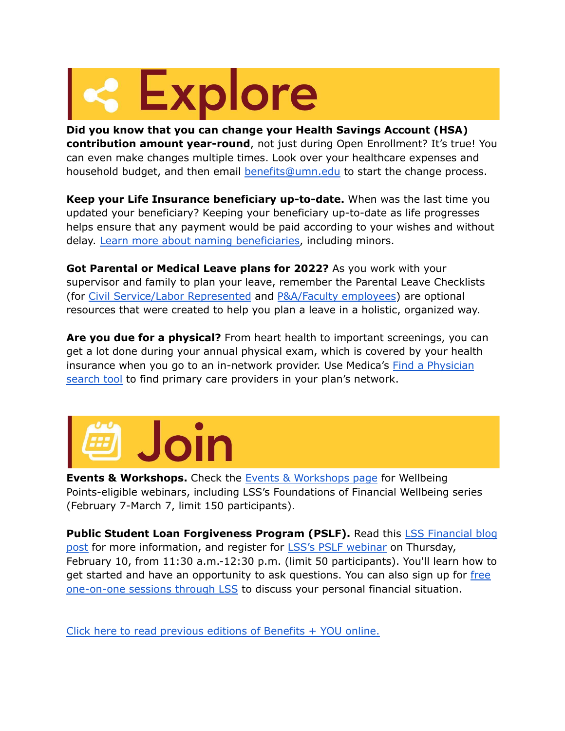# Explore

**Did you know that you can change your Health Savings Account (HSA) contribution amount year-round**, not just during Open Enrollment? It's true! You can even make changes multiple times. Look over your healthcare expenses and household budget, and then email benefits@umn.edu to start the change process.

**Keep your Life Insurance beneficiary up-to-date.** When was the last time you updated your beneficiary? Keeping your beneficiary up-to-date as life progresses helps ensure that any payment would be paid according to your wishes and without delay. Learn more about naming beneficiaries, including minors.

**Got Parental or Medical Leave plans for 2022?** As you work with your supervisor and family to plan your leave, remember the Parental Leave Checklists (for Civil Service/Labor Represented and P&A/Faculty employees) are optional resources that were created to help you plan a leave in a holistic, organized way.

**Are you due for a physical?** From heart health to important screenings, you can get a lot done during your annual physical exam, which is covered by your health insurance when you go to an in-network provider. Use Medica's Find a Physician search tool to find primary care providers in your plan's network.

# Join

**Events & Workshops.** Check the Events & Workshops page for Wellbeing Points-eligible webinars, including LSS's Foundations of Financial Wellbeing series (February 7-March 7, limit 150 participants).

**Public Student Loan Forgiveness Program (PSLF).** Read this LSS Financial blog post for more information, and register for LSS's PSLF webinar on Thursday, February 10, from 11:30 a.m.-12:30 p.m. (limit 50 participants). You'll learn how to get started and have an opportunity to ask questions. You can also sign up for free one-on-one sessions through LSS to discuss your personal financial situation.

Click here to read previous editions of Benefits + YOU online.